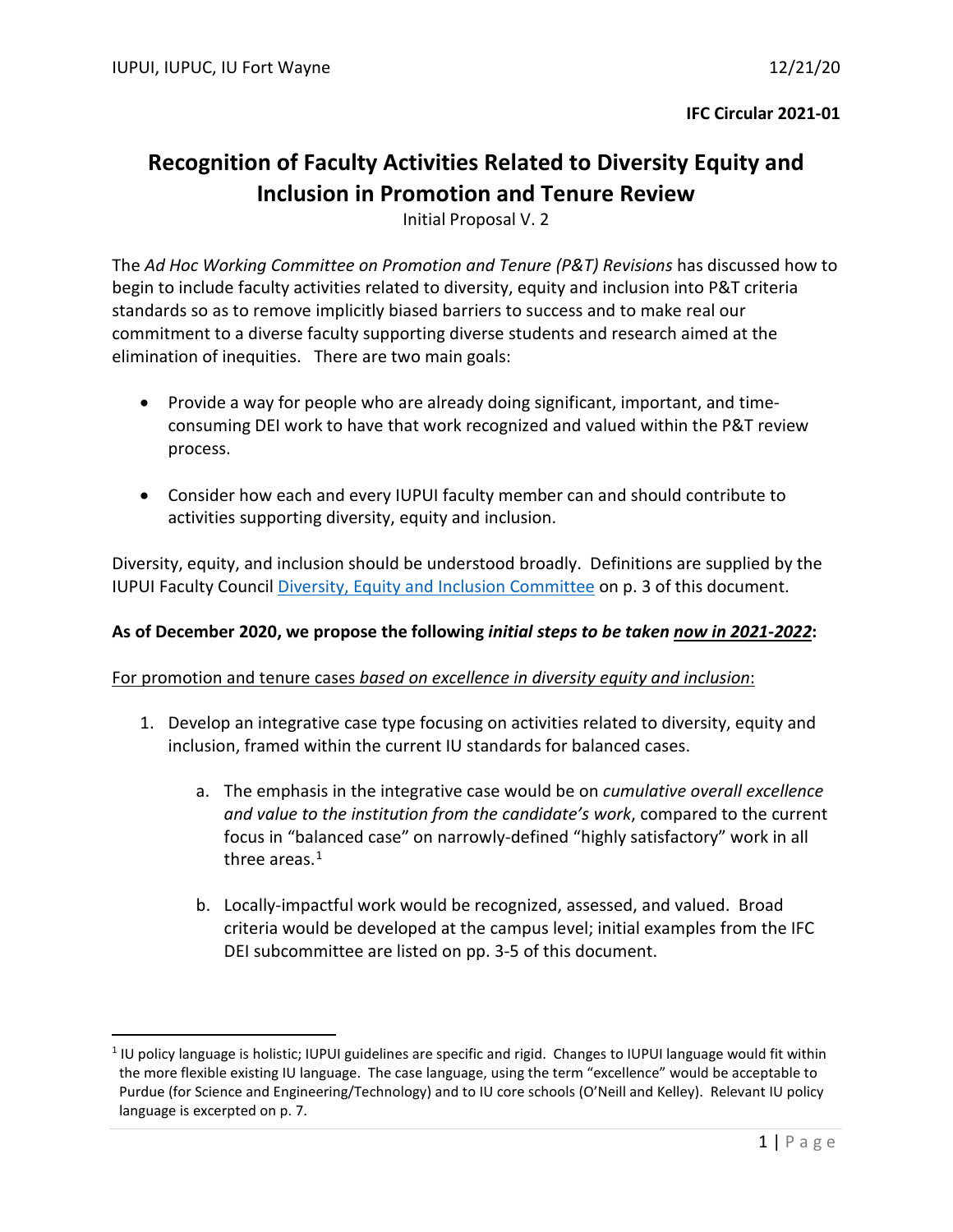IUPUI, IUPUC, IU Fort Wayne 12/21/20

**IFC Circular 2021-01**

# Recognition of Faculty Activities Related to Diversity Equity and Inclusion in Promotion and Tenure Review

Initial Proposal V. 2

The *Ad Hoc Working Committee on Promotion and Tenure (P&T) Revisions* has discussed how to begin to include faculty activities related to diversity, equity and inclusion into P&T criteria standards so as to remove implicitly biased barriers to success and to make real our commitment to a diverse faculty supporting diverse students and research aimed at the elimination of inequities. There are two main goals:

- Provide a way for people who are already doing significant, important, and time-consuming DEI work to have that work recognized and valued within the P&T review process.
- Consider how each and every IUPUI faculty member can and should contribute to activities supporting diversity, equity and inclusion.

Diversity, equity, and inclusion should be understood broadly. Definitions are supplied by the IUPUI Faculty Council Diversity, Equity and Inclusion Committee on p. 3 of this document.

**As of December 2020, we propose the following *initial steps to be taken <u>now in 2021-2022</u>*:**

<u>For promotion and tenure cases *based on excellence in diversity equity and inclusion*:</u>

1. Develop an integrative case type focusing on activities related to diversity, equity and inclusion, framed within the current IU standards for balanced cases.
   a. The emphasis in the integrative case would be on *cumulative overall excellence and value to the institution from the candidate's work*, compared to the current focus in "balanced case" on narrowly-defined "highly satisfactory" work in all three areas.[1]
   b. Locally-impactful work would be recognized, assessed, and valued. Broad criteria would be developed at the campus level; initial examples from the IFC DEI subcommittee are listed on pp. 3-5 of this document.

---

[1] IU policy language is holistic; IUPUI guidelines are specific and rigid. Changes to IUPUI language would fit within the more flexible existing IU language. The case language, using the term "excellence" would be acceptable to Purdue (for Science and Engineering/Technology) and to IU core schools (O'Neill and Kelley). Relevant IU policy language is excerpted on p. 7.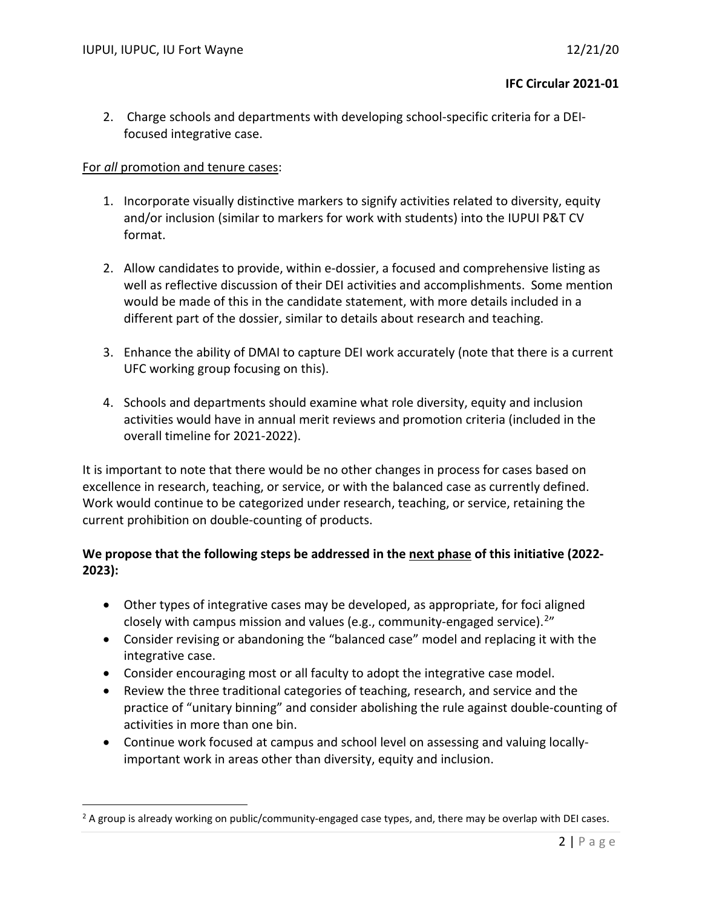2. Charge schools and departments with developing school-specific criteria for a DEI-focused integrative case.

For *all* promotion and tenure cases:

1. Incorporate visually distinctive markers to signify activities related to diversity, equity and/or inclusion (similar to markers for work with students) into the IUPUI P&T CV format.

2. Allow candidates to provide, within e-dossier, a focused and comprehensive listing as well as reflective discussion of their DEI activities and accomplishments. Some mention would be made of this in the candidate statement, with more details included in a different part of the dossier, similar to details about research and teaching.

3. Enhance the ability of DMAI to capture DEI work accurately (note that there is a current UFC working group focusing on this).

4. Schools and departments should examine what role diversity, equity and inclusion activities would have in annual merit reviews and promotion criteria (included in the overall timeline for 2021-2022).

It is important to note that there would be no other changes in process for cases based on excellence in research, teaching, or service, or with the balanced case as currently defined. Work would continue to be categorized under research, teaching, or service, retaining the current prohibition on double-counting of products.

**We propose that the following steps be addressed in the next phase of this initiative (2022-2023):**

- Other types of integrative cases may be developed, as appropriate, for foci aligned closely with campus mission and values (e.g., community-engaged service).[2]"
- Consider revising or abandoning the "balanced case" model and replacing it with the integrative case.
- Consider encouraging most or all faculty to adopt the integrative case model.
- Review the three traditional categories of teaching, research, and service and the practice of "unitary binning" and consider abolishing the rule against double-counting of activities in more than one bin.
- Continue work focused at campus and school level on assessing and valuing locally-important work in areas other than diversity, equity and inclusion.

[2] A group is already working on public/community-engaged case types, and, there may be overlap with DEI cases.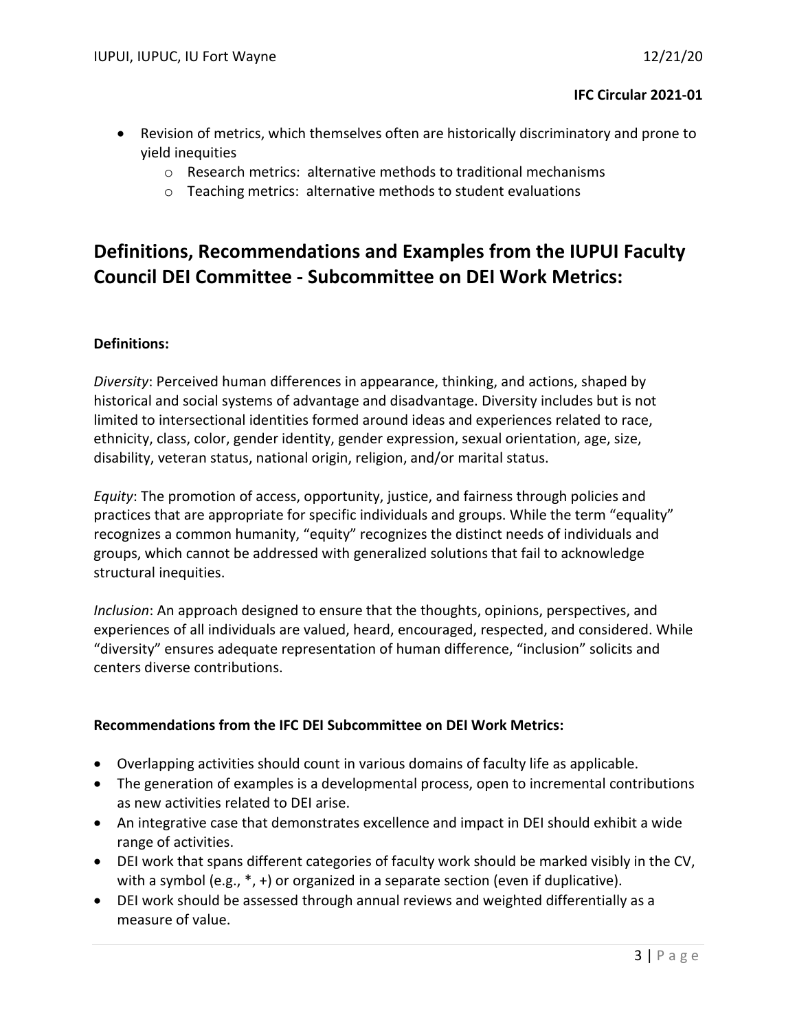- Revision of metrics, which themselves often are historically discriminatory and prone to yield inequities
  - Research metrics: alternative methods to traditional mechanisms
  - Teaching metrics: alternative methods to student evaluations

## Definitions, Recommendations and Examples from the IUPUI Faculty Council DEI Committee - Subcommittee on DEI Work Metrics:

**Definitions:**

*Diversity*: Perceived human differences in appearance, thinking, and actions, shaped by historical and social systems of advantage and disadvantage. Diversity includes but is not limited to intersectional identities formed around ideas and experiences related to race, ethnicity, class, color, gender identity, gender expression, sexual orientation, age, size, disability, veteran status, national origin, religion, and/or marital status.

*Equity*: The promotion of access, opportunity, justice, and fairness through policies and practices that are appropriate for specific individuals and groups. While the term "equality" recognizes a common humanity, "equity" recognizes the distinct needs of individuals and groups, which cannot be addressed with generalized solutions that fail to acknowledge structural inequities.

*Inclusion*: An approach designed to ensure that the thoughts, opinions, perspectives, and experiences of all individuals are valued, heard, encouraged, respected, and considered. While "diversity" ensures adequate representation of human difference, "inclusion" solicits and centers diverse contributions.

**Recommendations from the IFC DEI Subcommittee on DEI Work Metrics:**

- Overlapping activities should count in various domains of faculty life as applicable.
- The generation of examples is a developmental process, open to incremental contributions as new activities related to DEI arise.
- An integrative case that demonstrates excellence and impact in DEI should exhibit a wide range of activities.
- DEI work that spans different categories of faculty work should be marked visibly in the CV, with a symbol (e.g., *, +) or organized in a separate section (even if duplicative).
- DEI work should be assessed through annual reviews and weighted differentially as a measure of value.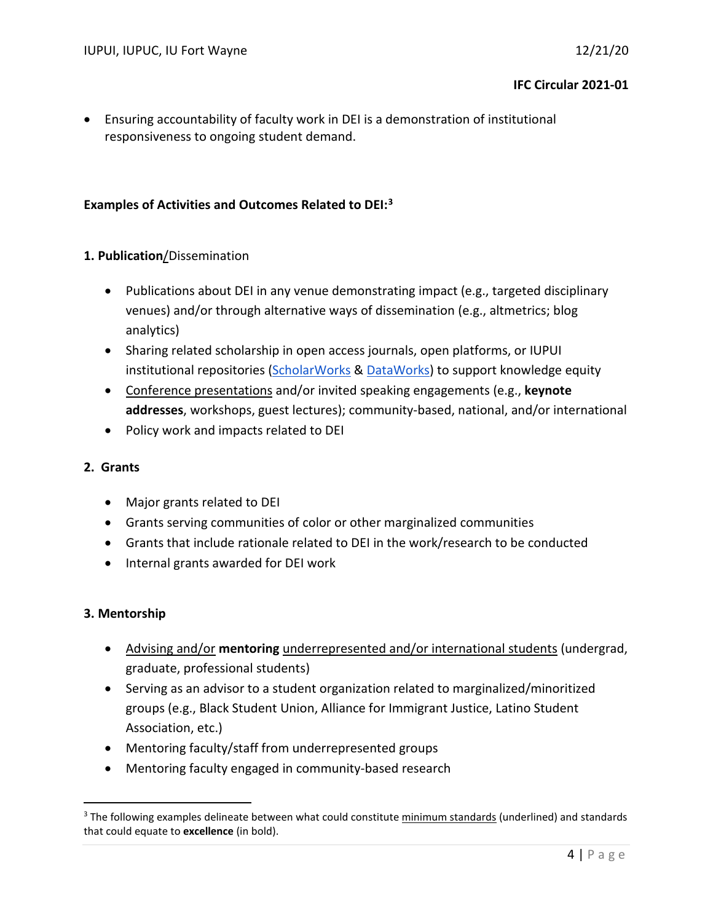- Ensuring accountability of faculty work in DEI is a demonstration of institutional responsiveness to ongoing student demand.

**Examples of Activities and Outcomes Related to DEI:[3]**

**1. Publication**/Dissemination

- Publications about DEI in any venue demonstrating impact (e.g., targeted disciplinary venues) and/or through alternative ways of dissemination (e.g., altmetrics; blog analytics)
- Sharing related scholarship in open access journals, open platforms, or IUPUI institutional repositories (ScholarWorks & DataWorks) to support knowledge equity
- <u>Conference presentations</u> and/or invited speaking engagements (e.g., **keynote addresses**, workshops, guest lectures); community-based, national, and/or international
- Policy work and impacts related to DEI

**2. Grants**

- Major grants related to DEI
- Grants serving communities of color or other marginalized communities
- Grants that include rationale related to DEI in the work/research to be conducted
- Internal grants awarded for DEI work

**3. Mentorship**

- <u>Advising and/or</u> **mentoring** <u>underrepresented and/or international students</u> (undergrad, graduate, professional students)
- Serving as an advisor to a student organization related to marginalized/minoritized groups (e.g., Black Student Union, Alliance for Immigrant Justice, Latino Student Association, etc.)
- Mentoring faculty/staff from underrepresented groups
- Mentoring faculty engaged in community-based research

[3] The following examples delineate between what could constitute <u>minimum standards</u> (underlined) and standards that could equate to **excellence** (in bold).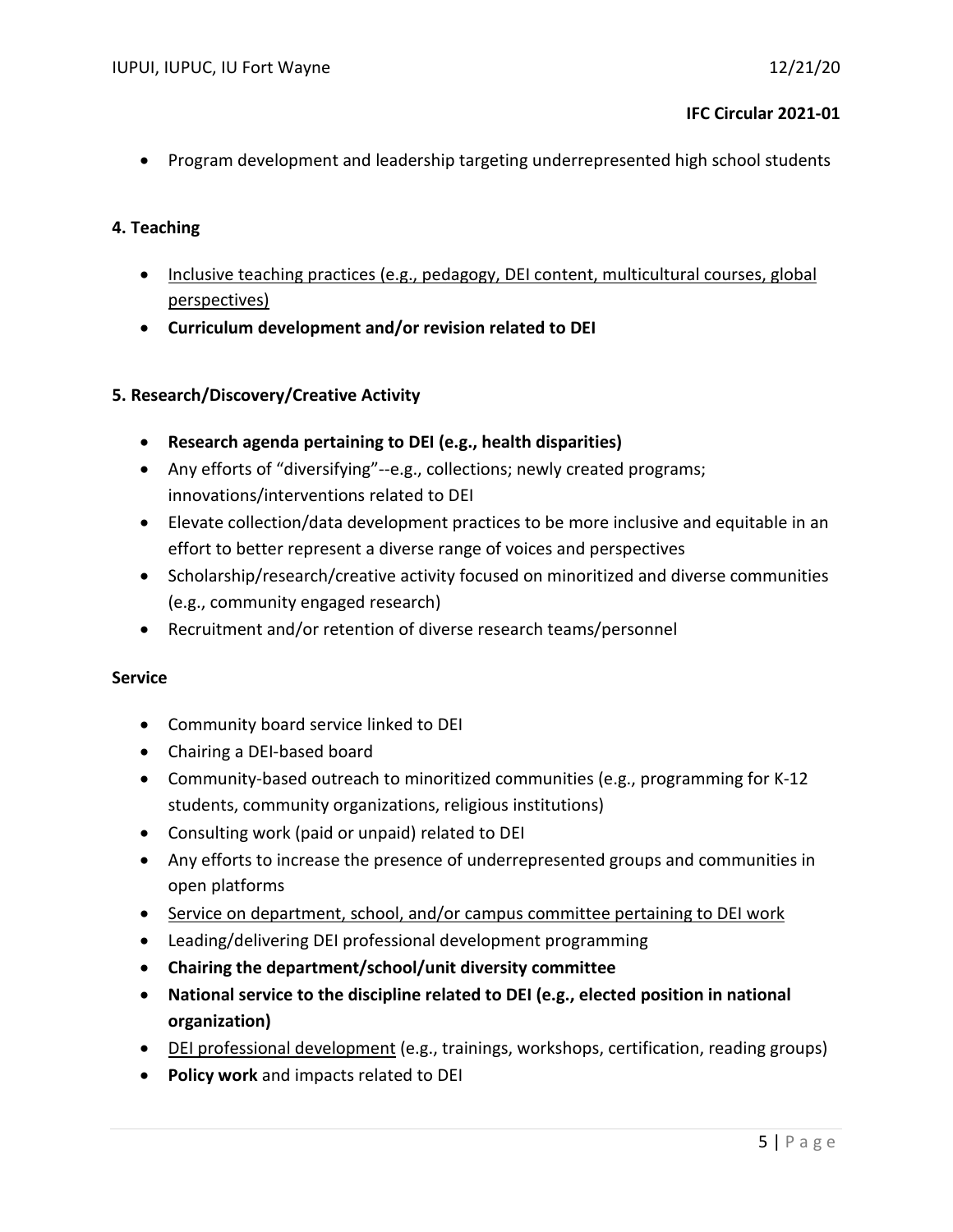**IFC Circular 2021-01**

- Program development and leadership targeting underrepresented high school students

**4. Teaching**

- <u>Inclusive teaching practices (e.g., pedagogy, DEI content, multicultural courses, global perspectives)</u>
- **Curriculum development and/or revision related to DEI**

**5. Research/Discovery/Creative Activity**

- **Research agenda pertaining to DEI (e.g., health disparities)**
- Any efforts of "diversifying"--e.g., collections; newly created programs; innovations/interventions related to DEI
- Elevate collection/data development practices to be more inclusive and equitable in an effort to better represent a diverse range of voices and perspectives
- Scholarship/research/creative activity focused on minoritized and diverse communities (e.g., community engaged research)
- Recruitment and/or retention of diverse research teams/personnel

**Service**

- Community board service linked to DEI
- Chairing a DEI-based board
- Community-based outreach to minoritized communities (e.g., programming for K-12 students, community organizations, religious institutions)
- Consulting work (paid or unpaid) related to DEI
- Any efforts to increase the presence of underrepresented groups and communities in open platforms
- <u>Service on department, school, and/or campus committee pertaining to DEI work</u>
- Leading/delivering DEI professional development programming
- **Chairing the department/school/unit diversity committee**
- **National service to the discipline related to DEI (e.g., elected position in national organization)**
- <u>DEI professional development</u> (e.g., trainings, workshops, certification, reading groups)
- **Policy work** and impacts related to DEI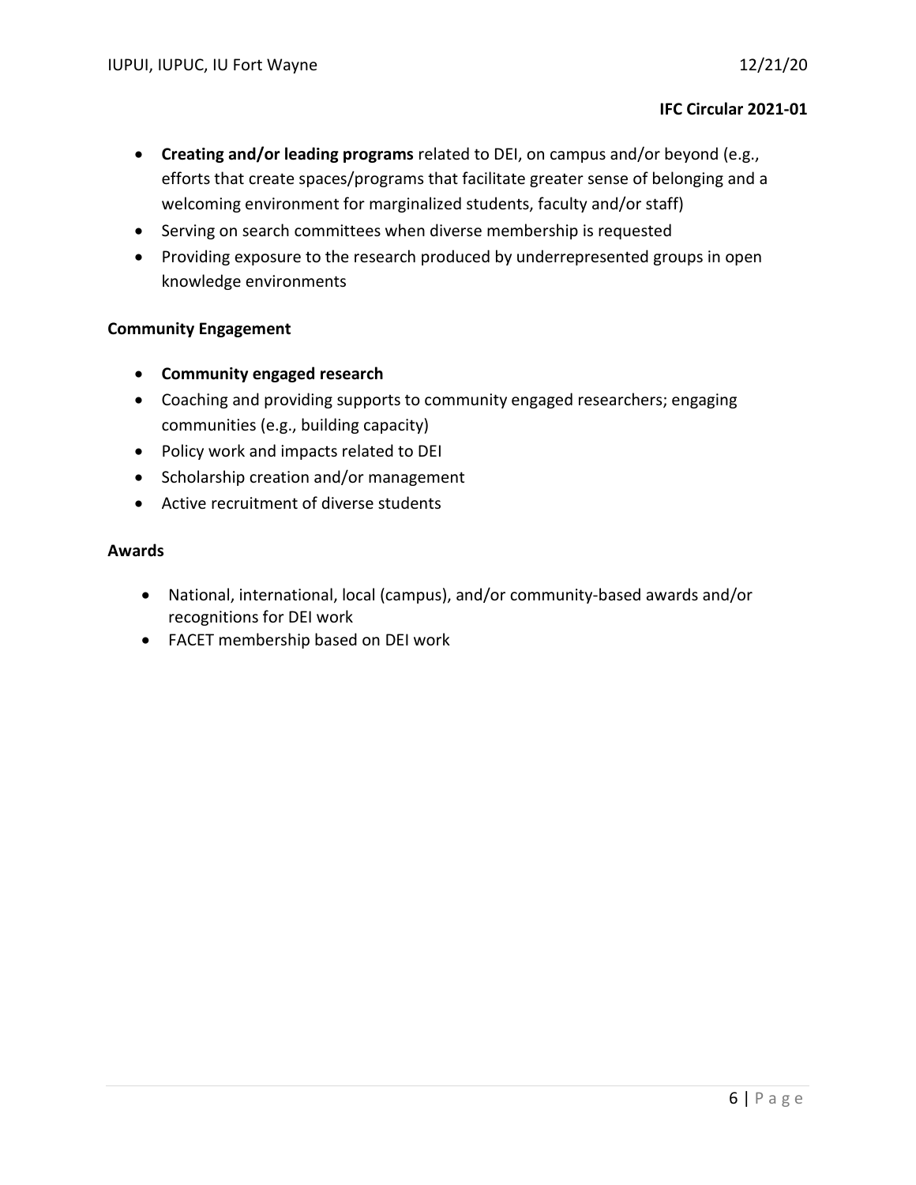- **Creating and/or leading programs** related to DEI, on campus and/or beyond (e.g., efforts that create spaces/programs that facilitate greater sense of belonging and a welcoming environment for marginalized students, faculty and/or staff)
- Serving on search committees when diverse membership is requested
- Providing exposure to the research produced by underrepresented groups in open knowledge environments

**Community Engagement**

- **Community engaged research**
- Coaching and providing supports to community engaged researchers; engaging communities (e.g., building capacity)
- Policy work and impacts related to DEI
- Scholarship creation and/or management
- Active recruitment of diverse students

**Awards**

- National, international, local (campus), and/or community-based awards and/or recognitions for DEI work
- FACET membership based on DEI work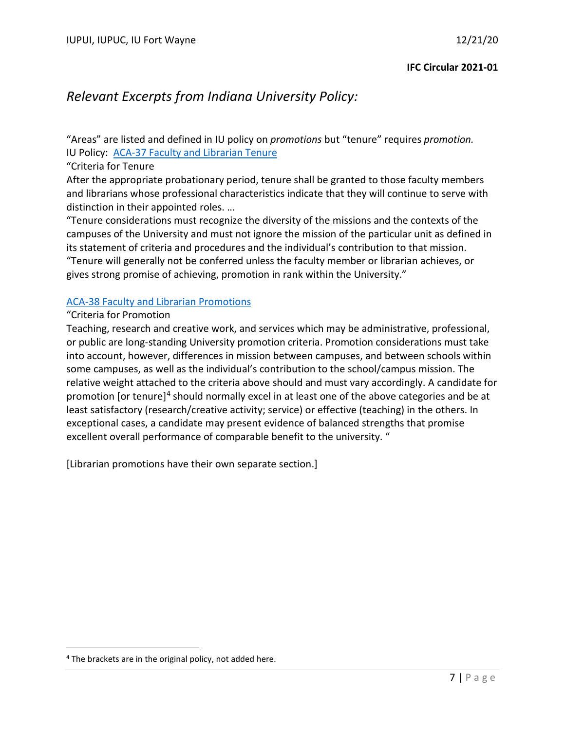## *Relevant Excerpts from Indiana University Policy:*

"Areas" are listed and defined in IU policy on *promotions* but "tenure" requires *promotion.*
IU Policy: [ACA-37 Faculty and Librarian Tenure](#)

"Criteria for Tenure
After the appropriate probationary period, tenure shall be granted to those faculty members and librarians whose professional characteristics indicate that they will continue to serve with distinction in their appointed roles. …
"Tenure considerations must recognize the diversity of the missions and the contexts of the campuses of the University and must not ignore the mission of the particular unit as defined in its statement of criteria and procedures and the individual's contribution to that mission.
"Tenure will generally not be conferred unless the faculty member or librarian achieves, or gives strong promise of achieving, promotion in rank within the University."

[ACA-38 Faculty and Librarian Promotions](#)

"Criteria for Promotion
Teaching, research and creative work, and services which may be administrative, professional, or public are long-standing University promotion criteria. Promotion considerations must take into account, however, differences in mission between campuses, and between schools within some campuses, as well as the individual's contribution to the school/campus mission. The relative weight attached to the criteria above should and must vary accordingly. A candidate for promotion [or tenure][4] should normally excel in at least one of the above categories and be at least satisfactory (research/creative activity; service) or effective (teaching) in the others. In exceptional cases, a candidate may present evidence of balanced strengths that promise excellent overall performance of comparable benefit to the university. "

[Librarian promotions have their own separate section.]

[4] The brackets are in the original policy, not added here.